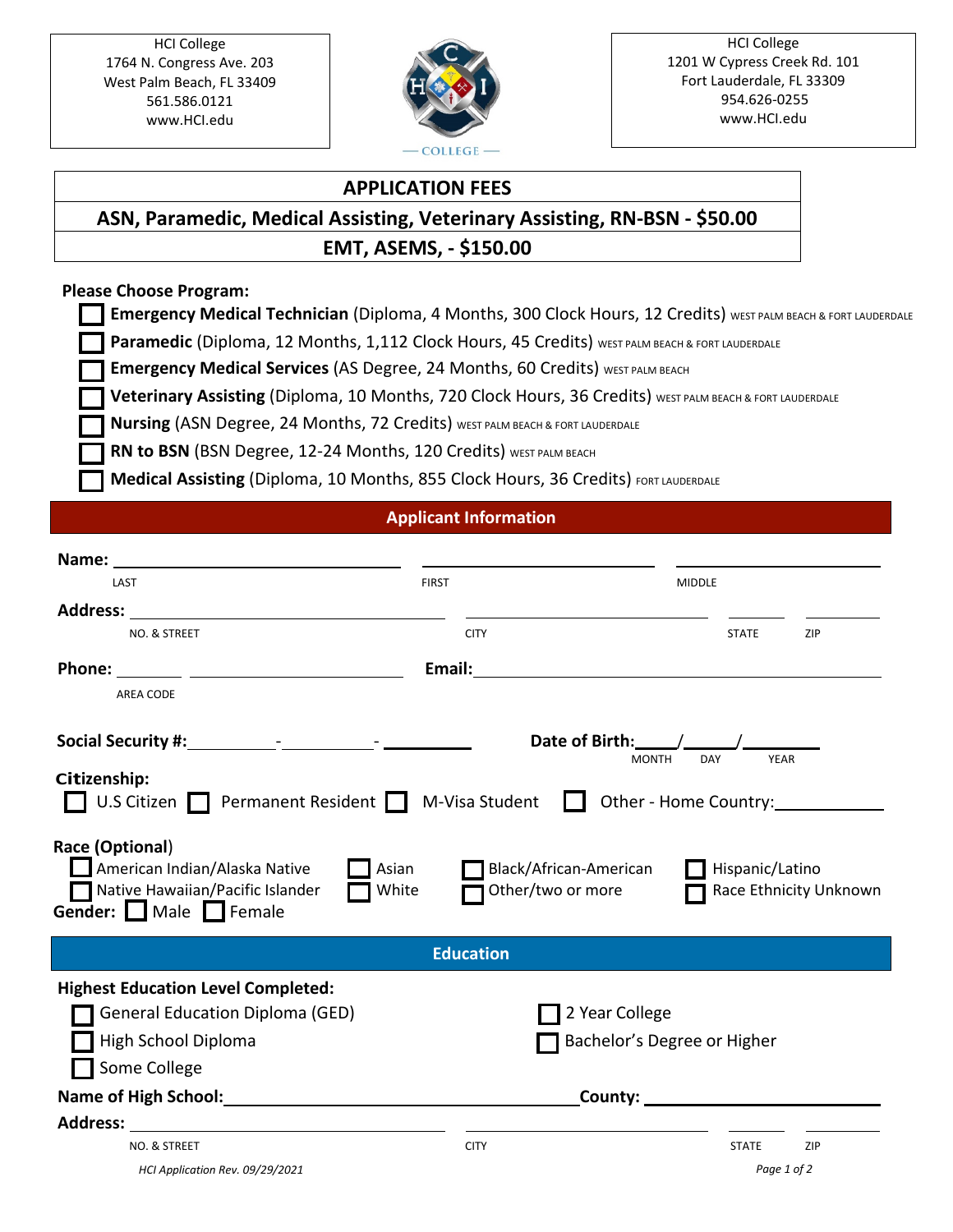HCI College
1764 N. Congress Ave. 203
West Palm Beach, FL 33409
561.586.0121
www.HCI.edu

HCI College
1201 W Cypress Creek Rd. 101
Fort Lauderdale, FL 33309
954.626-0255
www.HCI.edu

| APPLICATION FEES |
|---|
| ASN, Paramedic, Medical Assisting, Veterinary Assisting, RN-BSN - $50.00 |
| EMT, ASEMS, - $150.00 |

**Please Choose Program:**

- ☐ **Emergency Medical Technician** (Diploma, 4 Months, 300 Clock Hours, 12 Credits) WEST PALM BEACH & FORT LAUDERDALE
- ☐ **Paramedic** (Diploma, 12 Months, 1,112 Clock Hours, 45 Credits) WEST PALM BEACH & FORT LAUDERDALE
- ☐ **Emergency Medical Services** (AS Degree, 24 Months, 60 Credits) WEST PALM BEACH
- ☐ **Veterinary Assisting** (Diploma, 10 Months, 720 Clock Hours, 36 Credits) WEST PALM BEACH & FORT LAUDERDALE
- ☐ **Nursing** (ASN Degree, 24 Months, 72 Credits) WEST PALM BEACH & FORT LAUDERDALE
- ☐ **RN to BSN** (BSN Degree, 12-24 Months, 120 Credits) WEST PALM BEACH
- ☐ **Medical Assisting** (Diploma, 10 Months, 855 Clock Hours, 36 Credits) FORT LAUDERDALE

## Applicant Information

**Name:** ______________________ ______________________ ______________________
LAST FIRST MIDDLE

**Address:** ______________________ ______________________ ________ ________
NO. & STREET CITY STATE ZIP

**Phone:** ______ ______________________ **Email:** ______________________
AREA CODE

**Social Security #:** ________-________-________ **Date of Birth:** ____/____/______
MONTH DAY YEAR

**Citizenship:**
☐ U.S Citizen ☐ Permanent Resident ☐ M-Visa Student ☐ Other - Home Country: __________

**Race (Optional)**
☐ American Indian/Alaska Native ☐ Asian ☐ Black/African-American ☐ Hispanic/Latino
☐ Native Hawaiian/Pacific Islander ☐ White ☐ Other/two or more ☐ Race Ethnicity Unknown

**Gender:** ☐ Male ☐ Female

## Education

**Highest Education Level Completed:**
☐ General Education Diploma (GED) ☐ 2 Year College
☐ High School Diploma ☐ Bachelor's Degree or Higher
☐ Some College

**Name of High School:** ______________________ **County:** ______________________

**Address:** ______________________ ______________________ ________ ________
NO. & STREET CITY STATE ZIP

*HCI Application Rev. 09/29/2021*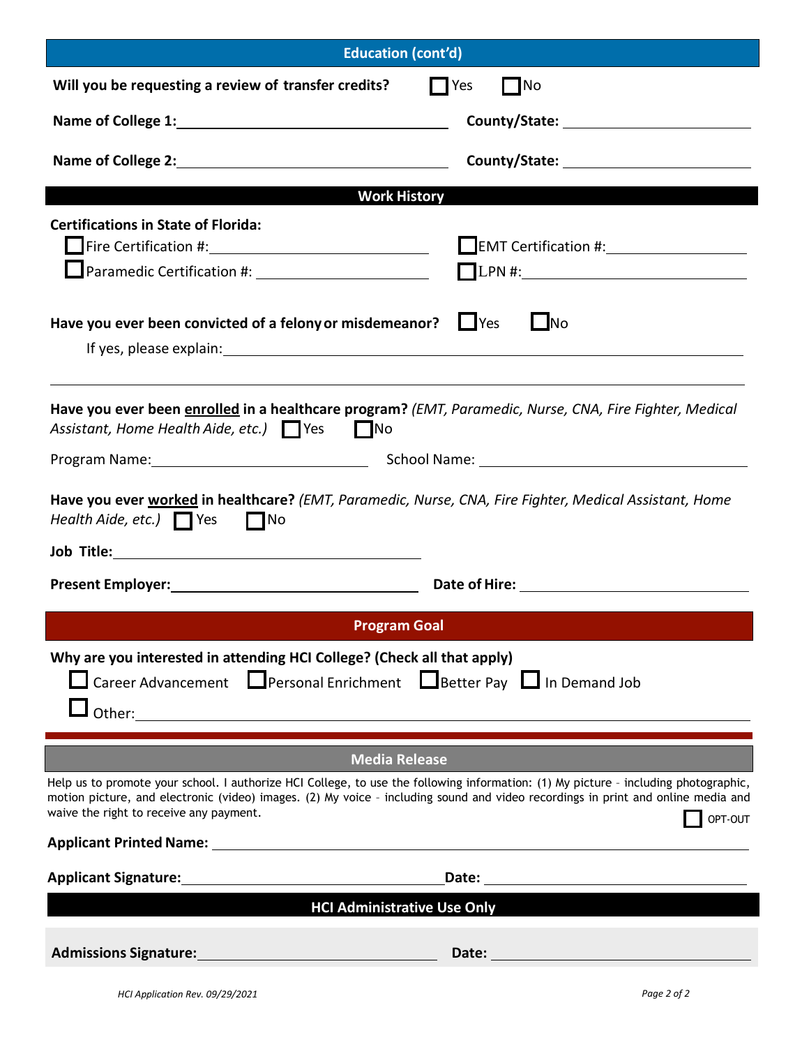## Education (cont'd)

**Will you be requesting a review of transfer credits?** ☐ Yes ☐ No

**Name of College 1:** ____________________ **County/State:** ____________________

**Name of College 2:** ____________________ **County/State:** ____________________

## Work History

**Certifications in State of Florida:**

☐ Fire Certification #: ____________________ ☐ EMT Certification #: ____________________

☐ Paramedic Certification #: ____________________ ☐ LPN #: ____________________

**Have you ever been convicted of a felony or misdemeanor?** ☐ Yes ☐ No

If yes, please explain: ____________________

**Have you ever been <u>enrolled</u> in a healthcare program?** *(EMT, Paramedic, Nurse, CNA, Fire Fighter, Medical Assistant, Home Health Aide, etc.)* ☐ Yes ☐ No

Program Name: ____________________ School Name: ____________________

**Have you ever <u>worked</u> in healthcare?** *(EMT, Paramedic, Nurse, CNA, Fire Fighter, Medical Assistant, Home Health Aide, etc.)* ☐ Yes ☐ No

**Job Title:** ____________________

**Present Employer:** ____________________ **Date of Hire:** ____________________

## Program Goal

**Why are you interested in attending HCI College? (Check all that apply)**

☐ Career Advancement ☐ Personal Enrichment ☐ Better Pay ☐ In Demand Job

☐ Other: ____________________

## Media Release

Help us to promote your school. I authorize HCI College, to use the following information: (1) My picture - including photographic, motion picture, and electronic (video) images. (2) My voice - including sound and video recordings in print and online media and waive the right to receive any payment.

☐ OPT-OUT

**Applicant Printed Name:** ____________________

**Applicant Signature:** ____________________ **Date:** ____________________

## HCI Administrative Use Only

**Admissions Signature:** ____________________ **Date:** ____________________

*HCI Application Rev. 09/29/2021*